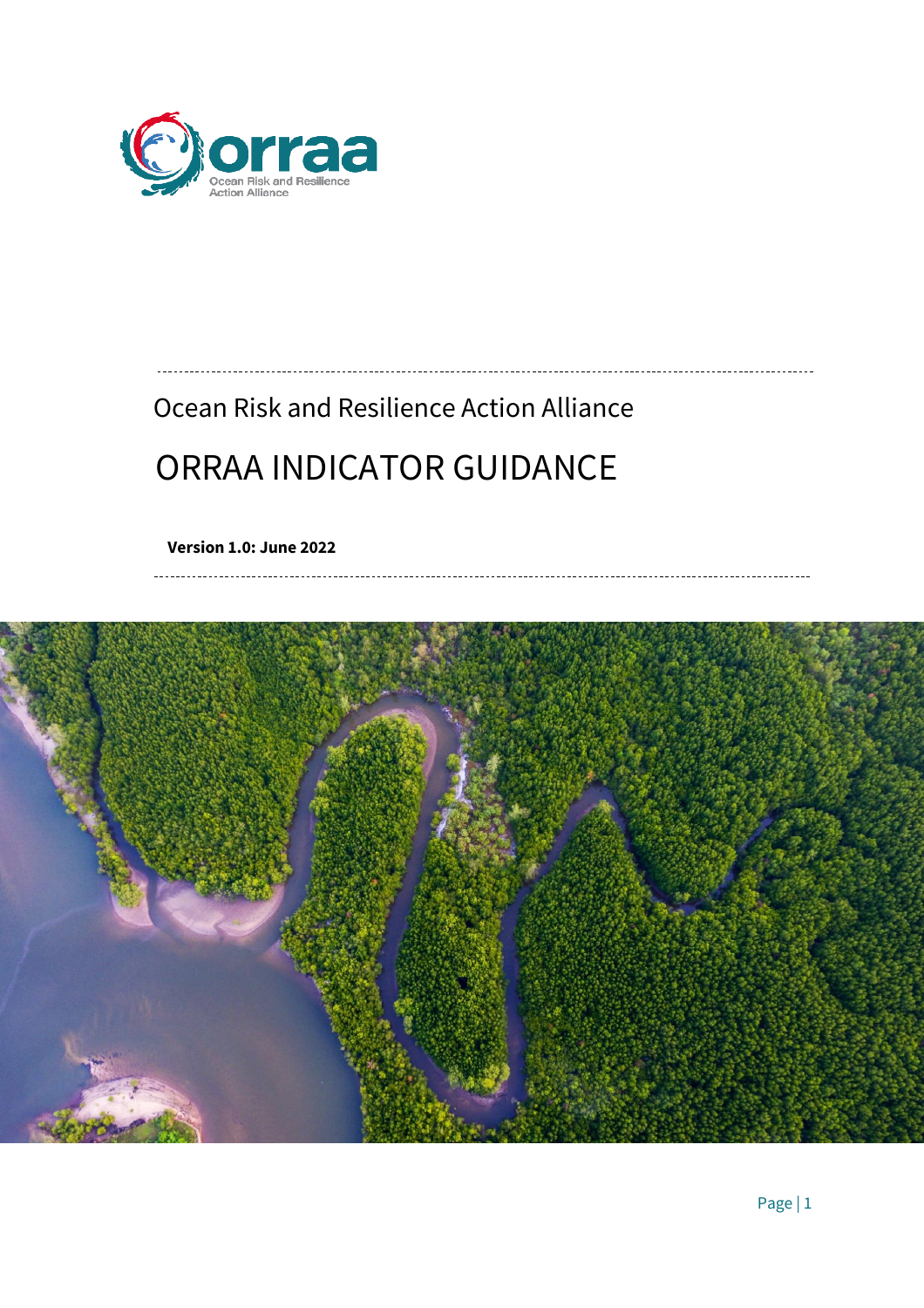Ocean Risk and Resilience Action Alliance

# ORRAA INDICATOR GUIDANCE

**Version 1.0: June 2022**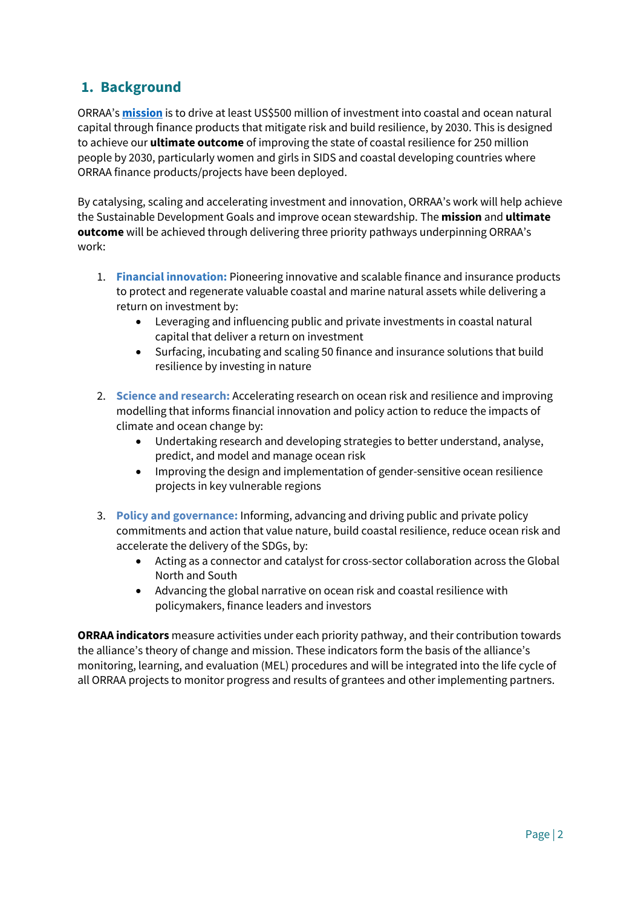## 1. Background

ORRAA's **mission** is to drive at least US$500 million of investment into coastal and ocean natural capital through finance products that mitigate risk and build resilience, by 2030. This is designed to achieve our **ultimate outcome** of improving the state of coastal resilience for 250 million people by 2030, particularly women and girls in SIDS and coastal developing countries where ORRAA finance products/projects have been deployed.

By catalysing, scaling and accelerating investment and innovation, ORRAA's work will help achieve the Sustainable Development Goals and improve ocean stewardship. The **mission** and **ultimate outcome** will be achieved through delivering three priority pathways underpinning ORRAA's work:

1. **Financial innovation:** Pioneering innovative and scalable finance and insurance products to protect and regenerate valuable coastal and marine natural assets while delivering a return on investment by:
   - Leveraging and influencing public and private investments in coastal natural capital that deliver a return on investment
   - Surfacing, incubating and scaling 50 finance and insurance solutions that build resilience by investing in nature

2. **Science and research:** Accelerating research on ocean risk and resilience and improving modelling that informs financial innovation and policy action to reduce the impacts of climate and ocean change by:
   - Undertaking research and developing strategies to better understand, analyse, predict, and model and manage ocean risk
   - Improving the design and implementation of gender-sensitive ocean resilience projects in key vulnerable regions

3. **Policy and governance:** Informing, advancing and driving public and private policy commitments and action that value nature, build coastal resilience, reduce ocean risk and accelerate the delivery of the SDGs, by:
   - Acting as a connector and catalyst for cross-sector collaboration across the Global North and South
   - Advancing the global narrative on ocean risk and coastal resilience with policymakers, finance leaders and investors

**ORRAA indicators** measure activities under each priority pathway, and their contribution towards the alliance's theory of change and mission. These indicators form the basis of the alliance's monitoring, learning, and evaluation (MEL) procedures and will be integrated into the life cycle of all ORRAA projects to monitor progress and results of grantees and other implementing partners.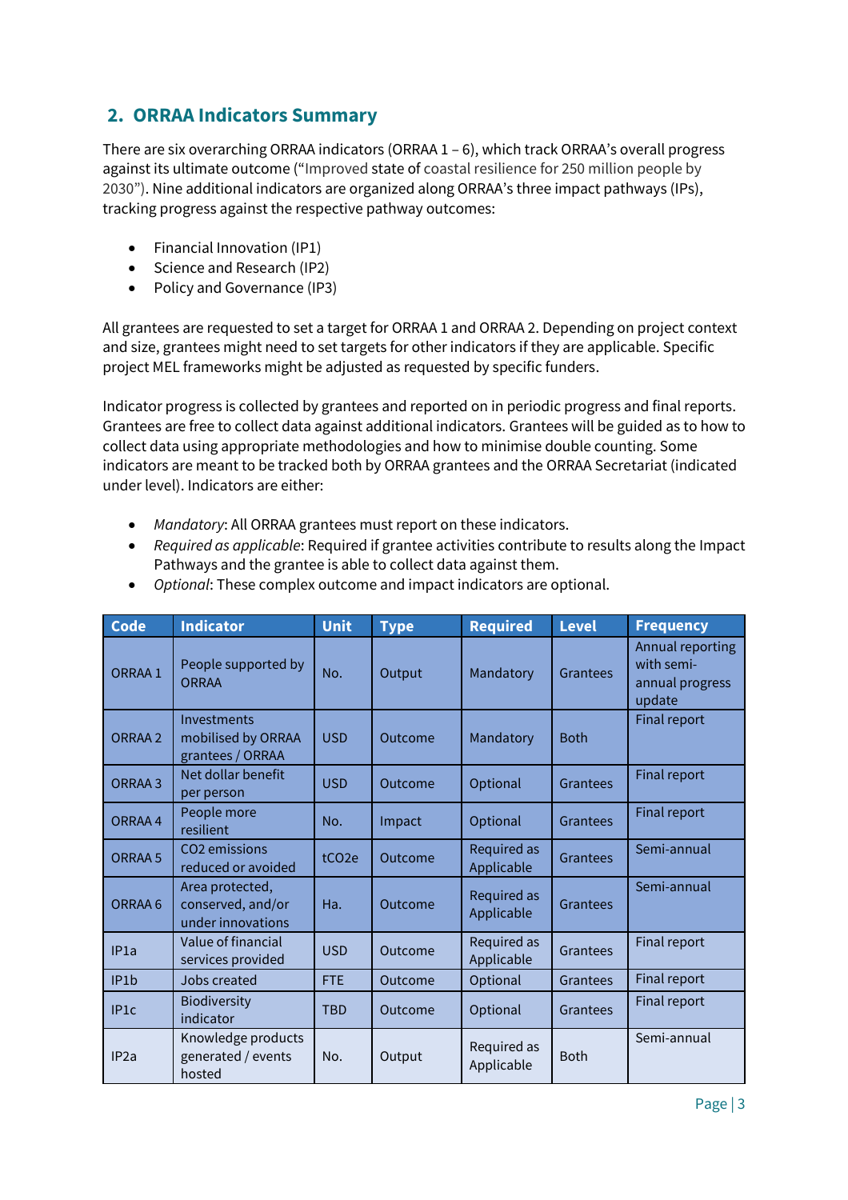## 2. ORRAA Indicators Summary

There are six overarching ORRAA indicators (ORRAA 1 – 6), which track ORRAA's overall progress against its ultimate outcome ("Improved state of coastal resilience for 250 million people by 2030"). Nine additional indicators are organized along ORRAA's three impact pathways (IPs), tracking progress against the respective pathway outcomes:

- Financial Innovation (IP1)
- Science and Research (IP2)
- Policy and Governance (IP3)

All grantees are requested to set a target for ORRAA 1 and ORRAA 2. Depending on project context and size, grantees might need to set targets for other indicators if they are applicable. Specific project MEL frameworks might be adjusted as requested by specific funders.

Indicator progress is collected by grantees and reported on in periodic progress and final reports. Grantees are free to collect data against additional indicators. Grantees will be guided as to how to collect data using appropriate methodologies and how to minimise double counting. Some indicators are meant to be tracked both by ORRAA grantees and the ORRAA Secretariat (indicated under level). Indicators are either:

- *Mandatory*: All ORRAA grantees must report on these indicators.
- *Required as applicable*: Required if grantee activities contribute to results along the Impact Pathways and the grantee is able to collect data against them.
- *Optional*: These complex outcome and impact indicators are optional.

| Code | Indicator | Unit | Type | Required | Level | Frequency |
|---|---|---|---|---|---|---|
| ORRAA 1 | People supported by ORRAA | No. | Output | Mandatory | Grantees | Annual reporting with semi-annual progress update |
| ORRAA 2 | Investments mobilised by ORRAA grantees / ORRAA | USD | Outcome | Mandatory | Both | Final report |
| ORRAA 3 | Net dollar benefit per person | USD | Outcome | Optional | Grantees | Final report |
| ORRAA 4 | People more resilient | No. | Impact | Optional | Grantees | Final report |
| ORRAA 5 | $CO_2$ emissions reduced or avoided | $tCO_2e$ | Outcome | Required as Applicable | Grantees | Semi-annual |
| ORRAA 6 | Area protected, conserved, and/or under innovations | Ha. | Outcome | Required as Applicable | Grantees | Semi-annual |
| IP1a | Value of financial services provided | USD | Outcome | Required as Applicable | Grantees | Final report |
| IP1b | Jobs created | FTE | Outcome | Optional | Grantees | Final report |
| IP1c | Biodiversity indicator | TBD | Outcome | Optional | Grantees | Final report |
| IP2a | Knowledge products generated / events hosted | No. | Output | Required as Applicable | Both | Semi-annual |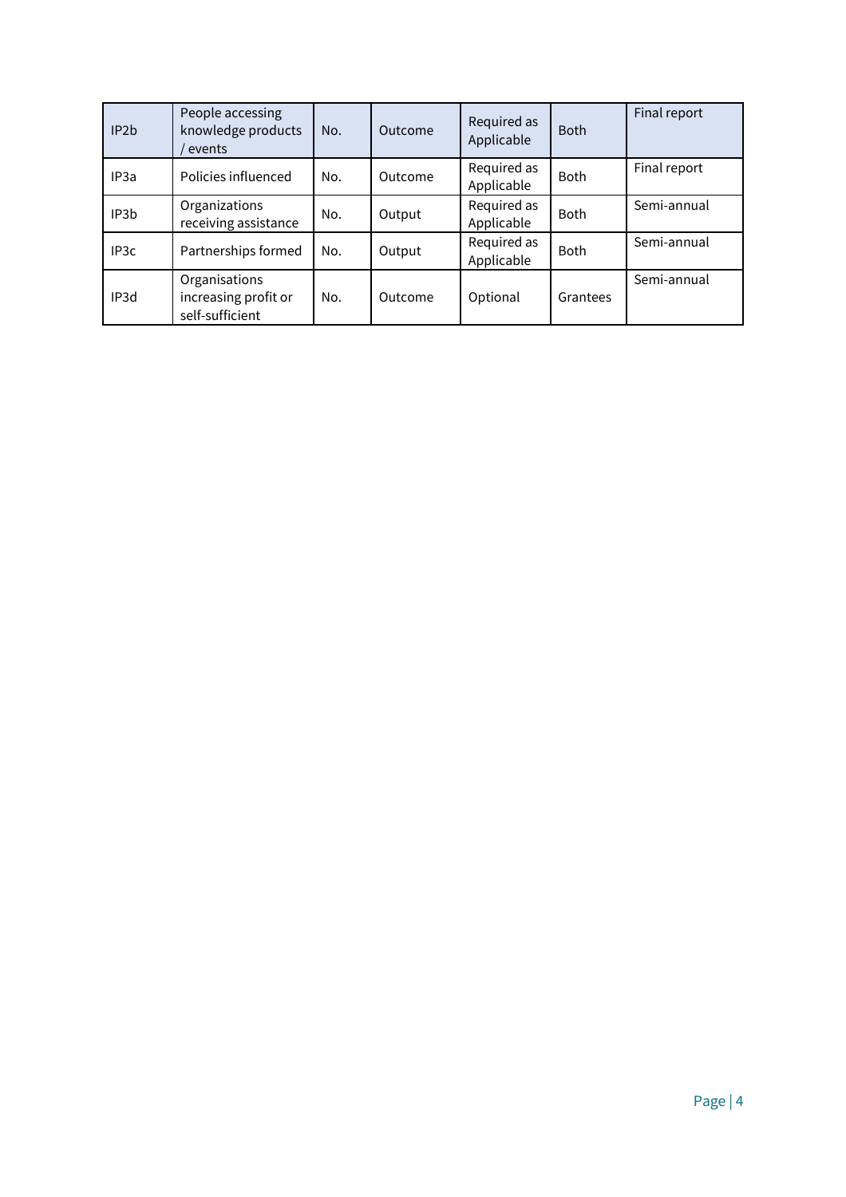| IP2b | People accessing knowledge products / events | No. | Outcome | Required as Applicable | Both | Final report |
|---|---|---|---|---|---|---|
| IP3a | Policies influenced | No. | Outcome | Required as Applicable | Both | Final report |
| IP3b | Organizations receiving assistance | No. | Output | Required as Applicable | Both | Semi-annual |
| IP3c | Partnerships formed | No. | Output | Required as Applicable | Both | Semi-annual |
| IP3d | Organisations increasing profit or self-sufficient | No. | Outcome | Optional | Grantees | Semi-annual |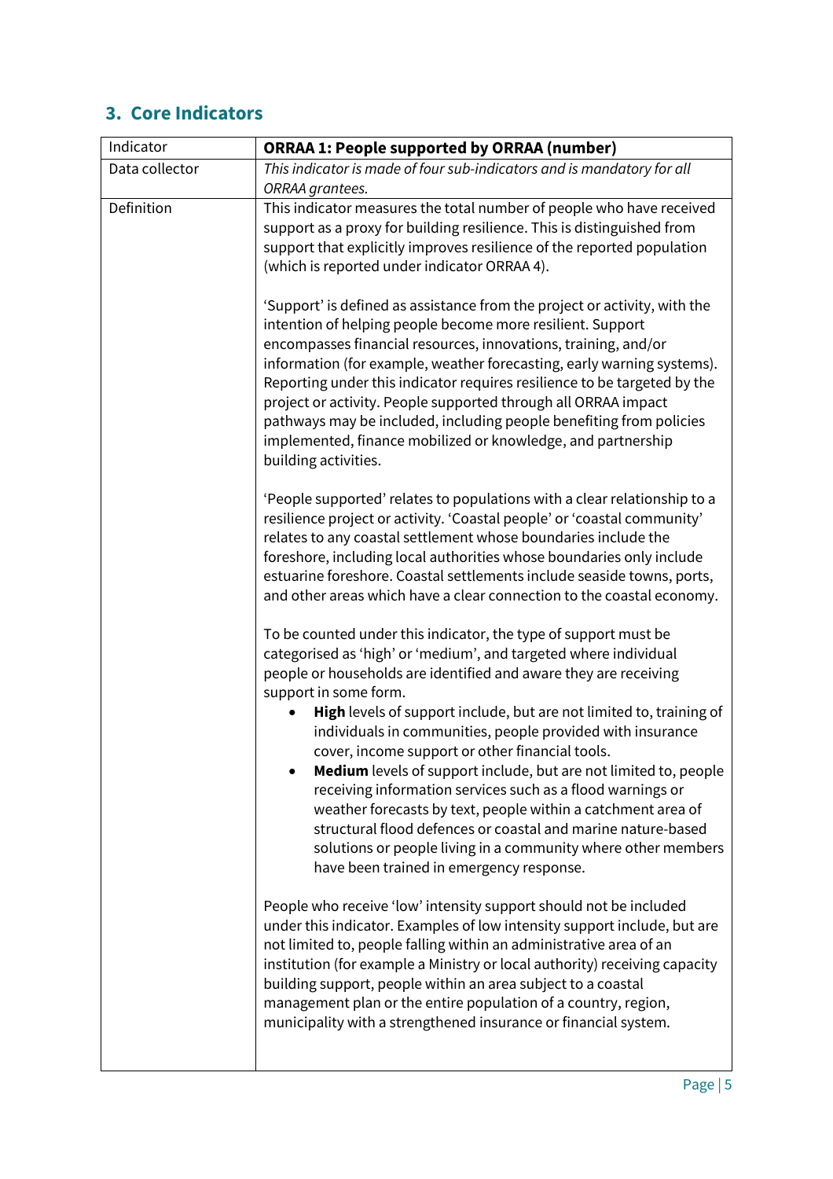## 3. Core Indicators

| Indicator | **ORRAA 1: People supported by ORRAA (number)** |
| --- | --- |
| Data collector | *This indicator is made of four sub-indicators and is mandatory for all ORRAA grantees.* |
| Definition | This indicator measures the total number of people who have received support as a proxy for building resilience. This is distinguished from support that explicitly improves resilience of the reported population (which is reported under indicator ORRAA 4).<br><br>'Support' is defined as assistance from the project or activity, with the intention of helping people become more resilient. Support encompasses financial resources, innovations, training, and/or information (for example, weather forecasting, early warning systems). Reporting under this indicator requires resilience to be targeted by the project or activity. People supported through all ORRAA impact pathways may be included, including people benefiting from policies implemented, finance mobilized or knowledge, and partnership building activities.<br><br>'People supported' relates to populations with a clear relationship to a resilience project or activity. 'Coastal people' or 'coastal community' relates to any coastal settlement whose boundaries include the foreshore, including local authorities whose boundaries only include estuarine foreshore. Coastal settlements include seaside towns, ports, and other areas which have a clear connection to the coastal economy.<br><br>To be counted under this indicator, the type of support must be categorised as 'high' or 'medium', and targeted where individual people or households are identified and aware they are receiving support in some form.<br>• **High** levels of support include, but are not limited to, training of individuals in communities, people provided with insurance cover, income support or other financial tools.<br>• **Medium** levels of support include, but are not limited to, people receiving information services such as a flood warnings or weather forecasts by text, people within a catchment area of structural flood defences or coastal and marine nature-based solutions or people living in a community where other members have been trained in emergency response.<br><br>People who receive 'low' intensity support should not be included under this indicator. Examples of low intensity support include, but are not limited to, people falling within an administrative area of an institution (for example a Ministry or local authority) receiving capacity building support, people within an area subject to a coastal management plan or the entire population of a country, region, municipality with a strengthened insurance or financial system. |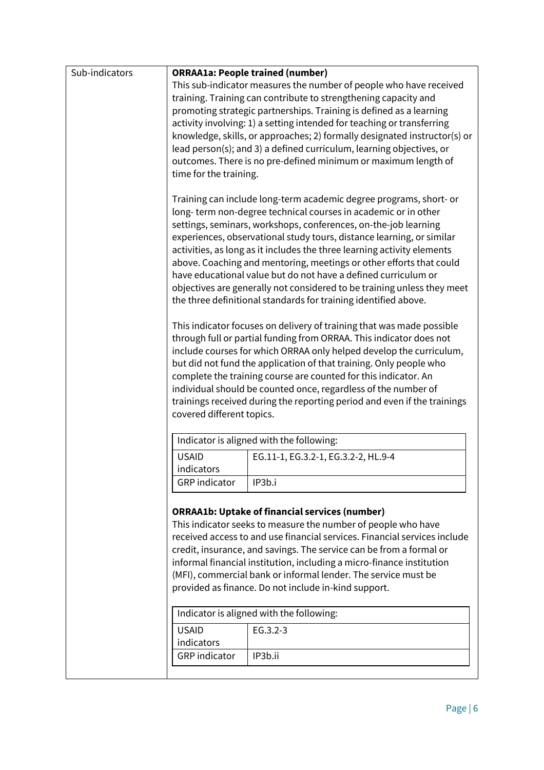| Sub-indicators | **ORRAA1a: People trained (number)** |
|---|---|

**ORRAA1a: People trained (number)**

This sub-indicator measures the number of people who have received training. Training can contribute to strengthening capacity and promoting strategic partnerships. Training is defined as a learning activity involving: 1) a setting intended for teaching or transferring knowledge, skills, or approaches; 2) formally designated instructor(s) or lead person(s); and 3) a defined curriculum, learning objectives, or outcomes. There is no pre-defined minimum or maximum length of time for the training.

Training can include long-term academic degree programs, short- or long- term non-degree technical courses in academic or in other settings, seminars, workshops, conferences, on-the-job learning experiences, observational study tours, distance learning, or similar activities, as long as it includes the three learning activity elements above. Coaching and mentoring, meetings or other efforts that could have educational value but do not have a defined curriculum or objectives are generally not considered to be training unless they meet the three definitional standards for training identified above.

This indicator focuses on delivery of training that was made possible through full or partial funding from ORRAA. This indicator does not include courses for which ORRAA only helped develop the curriculum, but did not fund the application of that training. Only people who complete the training course are counted for this indicator. An individual should be counted once, regardless of the number of trainings received during the reporting period and even if the trainings covered different topics.

| Indicator is aligned with the following: | |
|---|---|
| USAID indicators | EG.11-1, EG.3.2-1, EG.3.2-2, HL.9-4 |
| GRP indicator | IP3b.i |

**ORRAA1b: Uptake of financial services (number)**

This indicator seeks to measure the number of people who have received access to and use financial services. Financial services include credit, insurance, and savings. The service can be from a formal or informal financial institution, including a micro-finance institution (MFI), commercial bank or informal lender. The service must be provided as finance. Do not include in-kind support.

| Indicator is aligned with the following: | |
|---|---|
| USAID indicators | EG.3.2-3 |
| GRP indicator | IP3b.ii |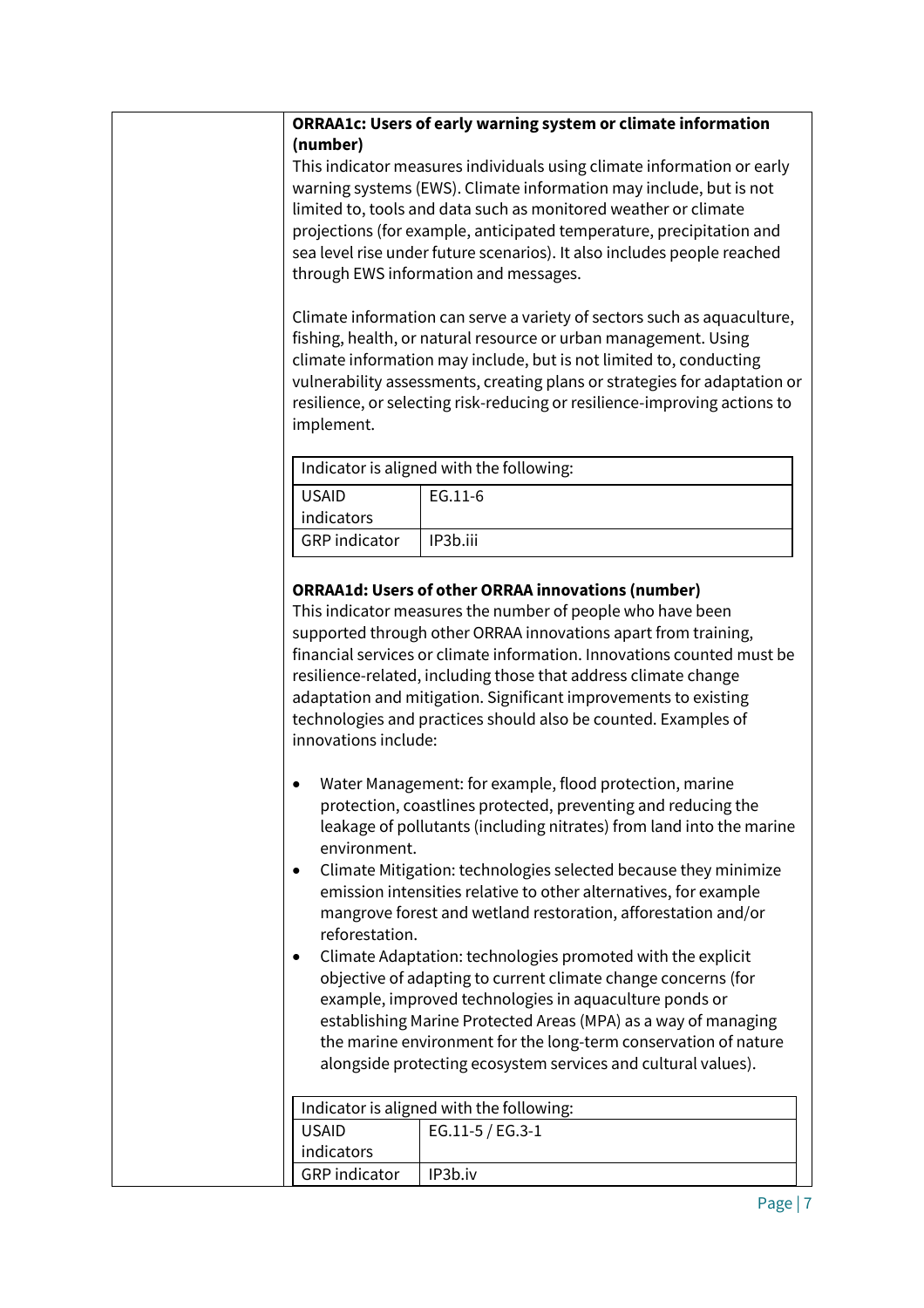**ORRAA1c: Users of early warning system or climate information (number)**

This indicator measures individuals using climate information or early warning systems (EWS). Climate information may include, but is not limited to, tools and data such as monitored weather or climate projections (for example, anticipated temperature, precipitation and sea level rise under future scenarios). It also includes people reached through EWS information and messages.

Climate information can serve a variety of sectors such as aquaculture, fishing, health, or natural resource or urban management. Using climate information may include, but is not limited to, conducting vulnerability assessments, creating plans or strategies for adaptation or resilience, or selecting risk-reducing or resilience-improving actions to implement.

| Indicator is aligned with the following: | |
|---|---|
| USAID indicators | EG.11-6 |
| GRP indicator | IP3b.iii |

**ORRAA1d: Users of other ORRAA innovations (number)**

This indicator measures the number of people who have been supported through other ORRAA innovations apart from training, financial services or climate information. Innovations counted must be resilience-related, including those that address climate change adaptation and mitigation. Significant improvements to existing technologies and practices should also be counted. Examples of innovations include:

- Water Management: for example, flood protection, marine protection, coastlines protected, preventing and reducing the leakage of pollutants (including nitrates) from land into the marine environment.
- Climate Mitigation: technologies selected because they minimize emission intensities relative to other alternatives, for example mangrove forest and wetland restoration, afforestation and/or reforestation.
- Climate Adaptation: technologies promoted with the explicit objective of adapting to current climate change concerns (for example, improved technologies in aquaculture ponds or establishing Marine Protected Areas (MPA) as a way of managing the marine environment for the long-term conservation of nature alongside protecting ecosystem services and cultural values).

| Indicator is aligned with the following: | |
|---|---|
| USAID indicators | EG.11-5 / EG.3-1 |
| GRP indicator | IP3b.iv |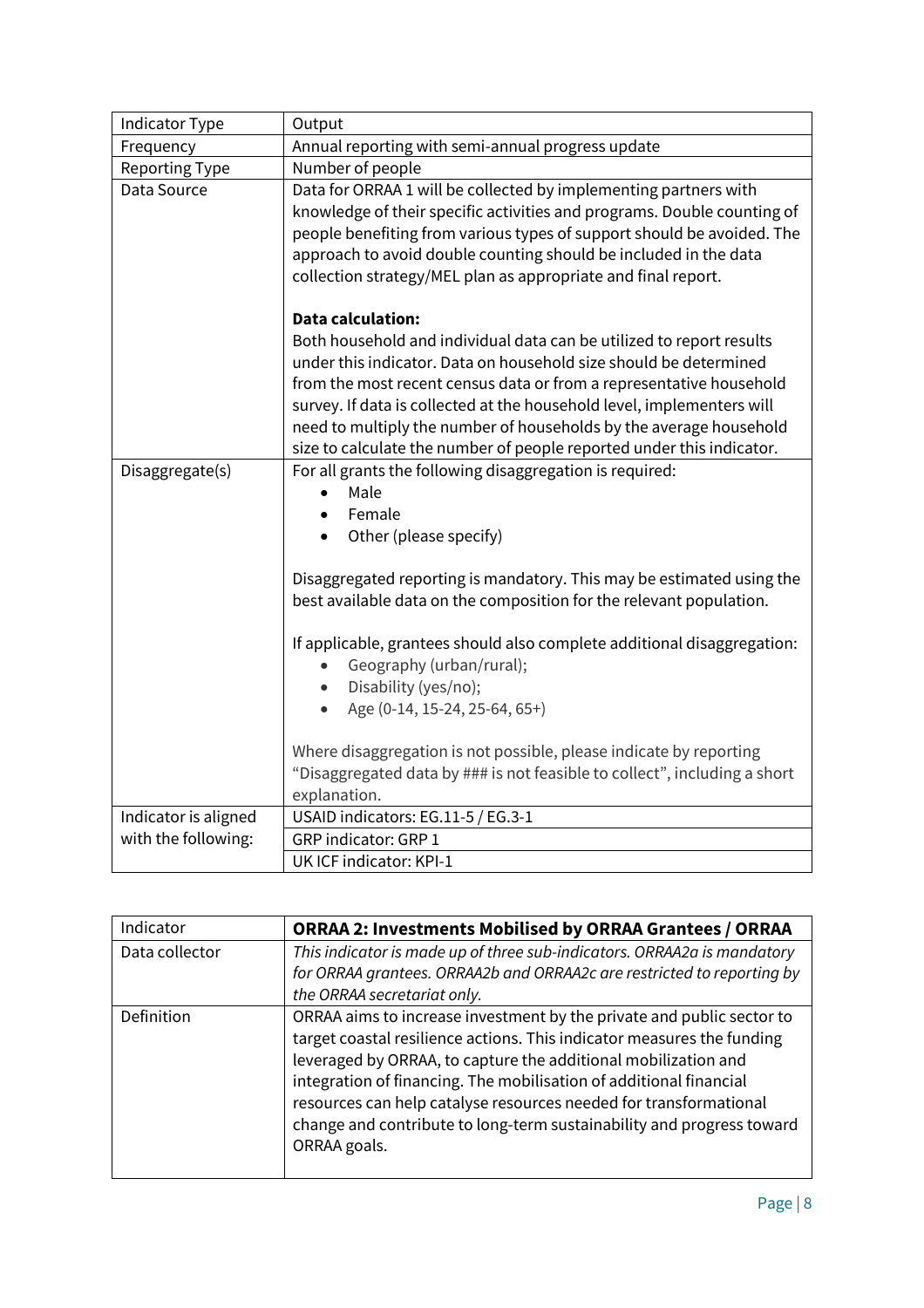| | |
|---|---|
| Indicator Type | Output |
| Frequency | Annual reporting with semi-annual progress update |
| Reporting Type | Number of people |
| Data Source | Data for ORRAA 1 will be collected by implementing partners with knowledge of their specific activities and programs. Double counting of people benefiting from various types of support should be avoided. The approach to avoid double counting should be included in the data collection strategy/MEL plan as appropriate and final report.<br><br>**Data calculation:**<br>Both household and individual data can be utilized to report results under this indicator. Data on household size should be determined from the most recent census data or from a representative household survey. If data is collected at the household level, implementers will need to multiply the number of households by the average household size to calculate the number of people reported under this indicator. |
| Disaggregate(s) | For all grants the following disaggregation is required:<br>• Male<br>• Female<br>• Other (please specify)<br><br>Disaggregated reporting is mandatory. This may be estimated using the best available data on the composition for the relevant population.<br><br>If applicable, grantees should also complete additional disaggregation:<br>• Geography (urban/rural);<br>• Disability (yes/no);<br>• Age (0-14, 15-24, 25-64, 65+)<br><br>Where disaggregation is not possible, please indicate by reporting "Disaggregated data by ### is not feasible to collect", including a short explanation. |
| Indicator is aligned with the following: | USAID indicators: EG.11-5 / EG.3-1 |
| | GRP indicator: GRP 1 |
| | UK ICF indicator: KPI-1 |

| Indicator | **ORRAA 2: Investments Mobilised by ORRAA Grantees / ORRAA** |
|---|---|
| Data collector | *This indicator is made up of three sub-indicators. ORRAA2a is mandatory for ORRAA grantees. ORRAA2b and ORRAA2c are restricted to reporting by the ORRAA secretariat only.* |
| Definition | ORRAA aims to increase investment by the private and public sector to target coastal resilience actions. This indicator measures the funding leveraged by ORRAA, to capture the additional mobilization and integration of financing. The mobilisation of additional financial resources can help catalyse resources needed for transformational change and contribute to long-term sustainability and progress toward ORRAA goals. |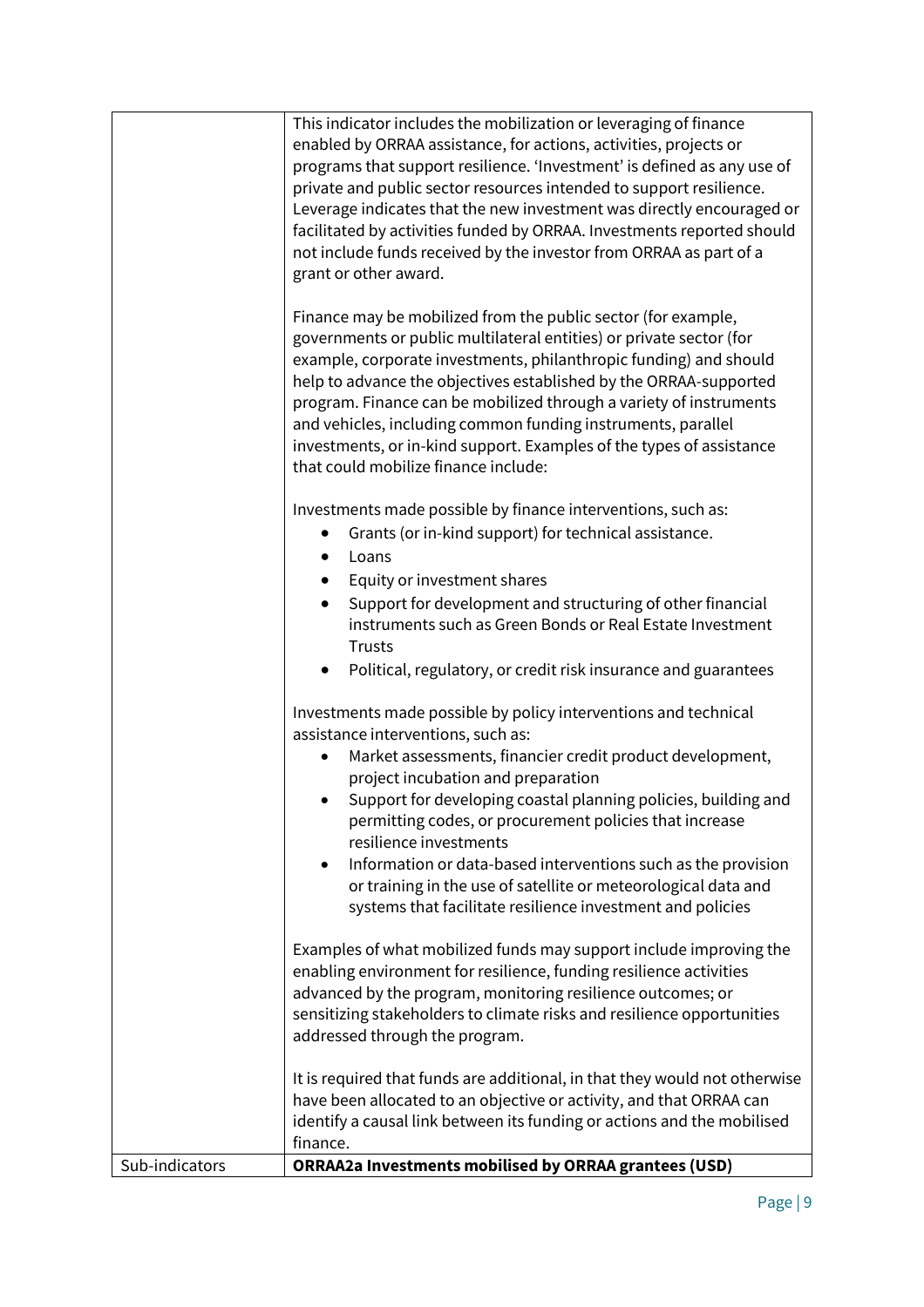| | |
|---|---|
| | This indicator includes the mobilization or leveraging of finance enabled by ORRAA assistance, for actions, activities, projects or programs that support resilience. 'Investment' is defined as any use of private and public sector resources intended to support resilience. Leverage indicates that the new investment was directly encouraged or facilitated by activities funded by ORRAA. Investments reported should not include funds received by the investor from ORRAA as part of a grant or other award.<br><br>Finance may be mobilized from the public sector (for example, governments or public multilateral entities) or private sector (for example, corporate investments, philanthropic funding) and should help to advance the objectives established by the ORRAA-supported program. Finance can be mobilized through a variety of instruments and vehicles, including common funding instruments, parallel investments, or in-kind support. Examples of the types of assistance that could mobilize finance include:<br><br>Investments made possible by finance interventions, such as:<br>• Grants (or in-kind support) for technical assistance.<br>• Loans<br>• Equity or investment shares<br>• Support for development and structuring of other financial instruments such as Green Bonds or Real Estate Investment Trusts<br>• Political, regulatory, or credit risk insurance and guarantees<br><br>Investments made possible by policy interventions and technical assistance interventions, such as:<br>• Market assessments, financier credit product development, project incubation and preparation<br>• Support for developing coastal planning policies, building and permitting codes, or procurement policies that increase resilience investments<br>• Information or data-based interventions such as the provision or training in the use of satellite or meteorological data and systems that facilitate resilience investment and policies<br><br>Examples of what mobilized funds may support include improving the enabling environment for resilience, funding resilience activities advanced by the program, monitoring resilience outcomes; or sensitizing stakeholders to climate risks and resilience opportunities addressed through the program.<br><br>It is required that funds are additional, in that they would not otherwise have been allocated to an objective or activity, and that ORRAA can identify a causal link between its funding or actions and the mobilised finance. |
| Sub-indicators | **ORRAA2a Investments mobilised by ORRAA grantees (USD)** |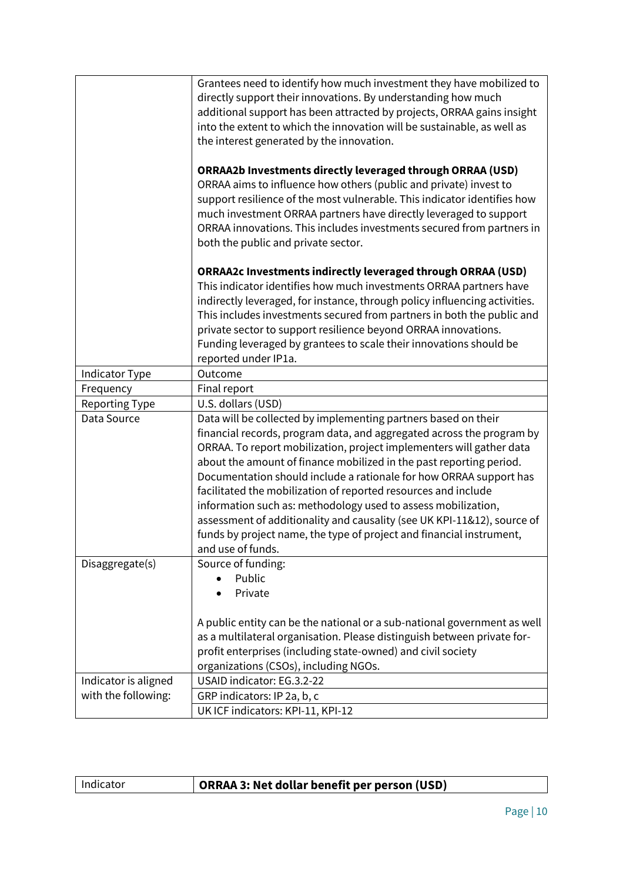| | |
|---|---|
| | Grantees need to identify how much investment they have mobilized to directly support their innovations. By understanding how much additional support has been attracted by projects, ORRAA gains insight into the extent to which the innovation will be sustainable, as well as the interest generated by the innovation.<br><br>**ORRAA2b Investments directly leveraged through ORRAA (USD)**<br>ORRAA aims to influence how others (public and private) invest to support resilience of the most vulnerable. This indicator identifies how much investment ORRAA partners have directly leveraged to support ORRAA innovations. This includes investments secured from partners in both the public and private sector.<br><br>**ORRAA2c Investments indirectly leveraged through ORRAA (USD)**<br>This indicator identifies how much investments ORRAA partners have indirectly leveraged, for instance, through policy influencing activities. This includes investments secured from partners in both the public and private sector to support resilience beyond ORRAA innovations. Funding leveraged by grantees to scale their innovations should be reported under IP1a. |
| Indicator Type | Outcome |
| Frequency | Final report |
| Reporting Type | U.S. dollars (USD) |
| Data Source | Data will be collected by implementing partners based on their financial records, program data, and aggregated across the program by ORRAA. To report mobilization, project implementers will gather data about the amount of finance mobilized in the past reporting period. Documentation should include a rationale for how ORRAA support has facilitated the mobilization of reported resources and include information such as: methodology used to assess mobilization, assessment of additionality and causality (see UK KPI-11&12), source of funds by project name, the type of project and financial instrument, and use of funds. |
| Disaggregate(s) | Source of funding:<br>• Public<br>• Private<br><br>A public entity can be the national or a sub-national government as well as a multilateral organisation. Please distinguish between private for-profit enterprises (including state-owned) and civil society organizations (CSOs), including NGOs. |
| Indicator is aligned with the following: | USAID indicator: EG.3.2-22 |
| | GRP indicators: IP 2a, b, c |
| | UK ICF indicators: KPI-11, KPI-12 |

| Indicator | **ORRAA 3: Net dollar benefit per person (USD)** |
|---|---|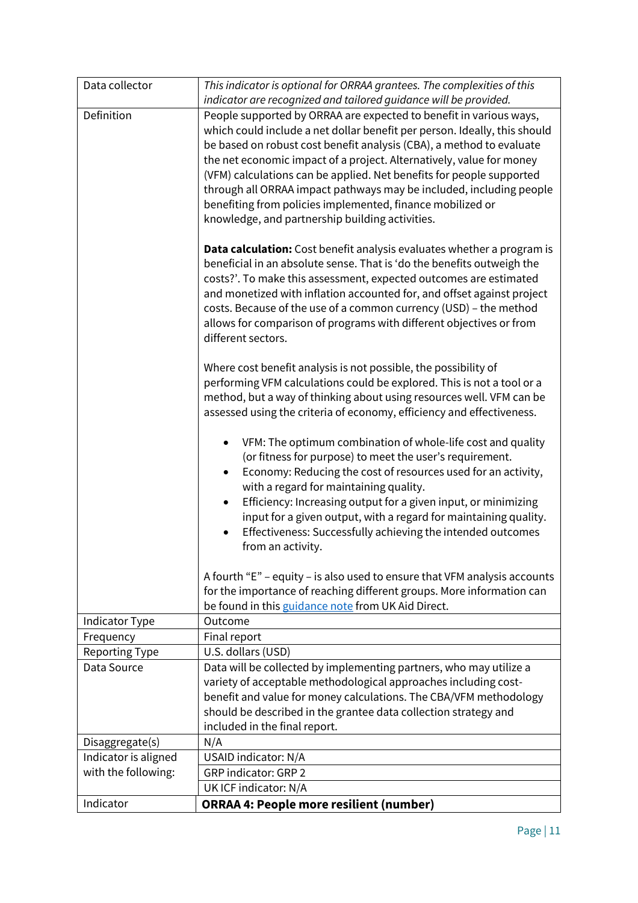| Data collector | *This indicator is optional for ORRAA grantees. The complexities of this indicator are recognized and tailored guidance will be provided.* |
|---|---|
| Definition | People supported by ORRAA are expected to benefit in various ways, which could include a net dollar benefit per person. Ideally, this should be based on robust cost benefit analysis (CBA), a method to evaluate the net economic impact of a project. Alternatively, value for money (VFM) calculations can be applied. Net benefits for people supported through all ORRAA impact pathways may be included, including people benefiting from policies implemented, finance mobilized or knowledge, and partnership building activities.<br><br>**Data calculation:** Cost benefit analysis evaluates whether a program is beneficial in an absolute sense. That is 'do the benefits outweigh the costs?'. To make this assessment, expected outcomes are estimated and monetized with inflation accounted for, and offset against project costs. Because of the use of a common currency (USD) – the method allows for comparison of programs with different objectives or from different sectors.<br><br>Where cost benefit analysis is not possible, the possibility of performing VFM calculations could be explored. This is not a tool or a method, but a way of thinking about using resources well. VFM can be assessed using the criteria of economy, efficiency and effectiveness.<br><br>• VFM: The optimum combination of whole-life cost and quality (or fitness for purpose) to meet the user's requirement.<br>• Economy: Reducing the cost of resources used for an activity, with a regard for maintaining quality.<br>• Efficiency: Increasing output for a given input, or minimizing input for a given output, with a regard for maintaining quality.<br>• Effectiveness: Successfully achieving the intended outcomes from an activity.<br><br>A fourth "E" – equity – is also used to ensure that VFM analysis accounts for the importance of reaching different groups. More information can be found in this [guidance note]() from UK Aid Direct. |
| Indicator Type | Outcome |
| Frequency | Final report |
| Reporting Type | U.S. dollars (USD) |
| Data Source | Data will be collected by implementing partners, who may utilize a variety of acceptable methodological approaches including cost-benefit and value for money calculations. The CBA/VFM methodology should be described in the grantee data collection strategy and included in the final report. |
| Disaggregate(s) | N/A |
| Indicator is aligned with the following: | USAID indicator: N/A |
| | GRP indicator: GRP 2 |
| | UK ICF indicator: N/A |
| Indicator | **ORRAA 4: People more resilient (number)** |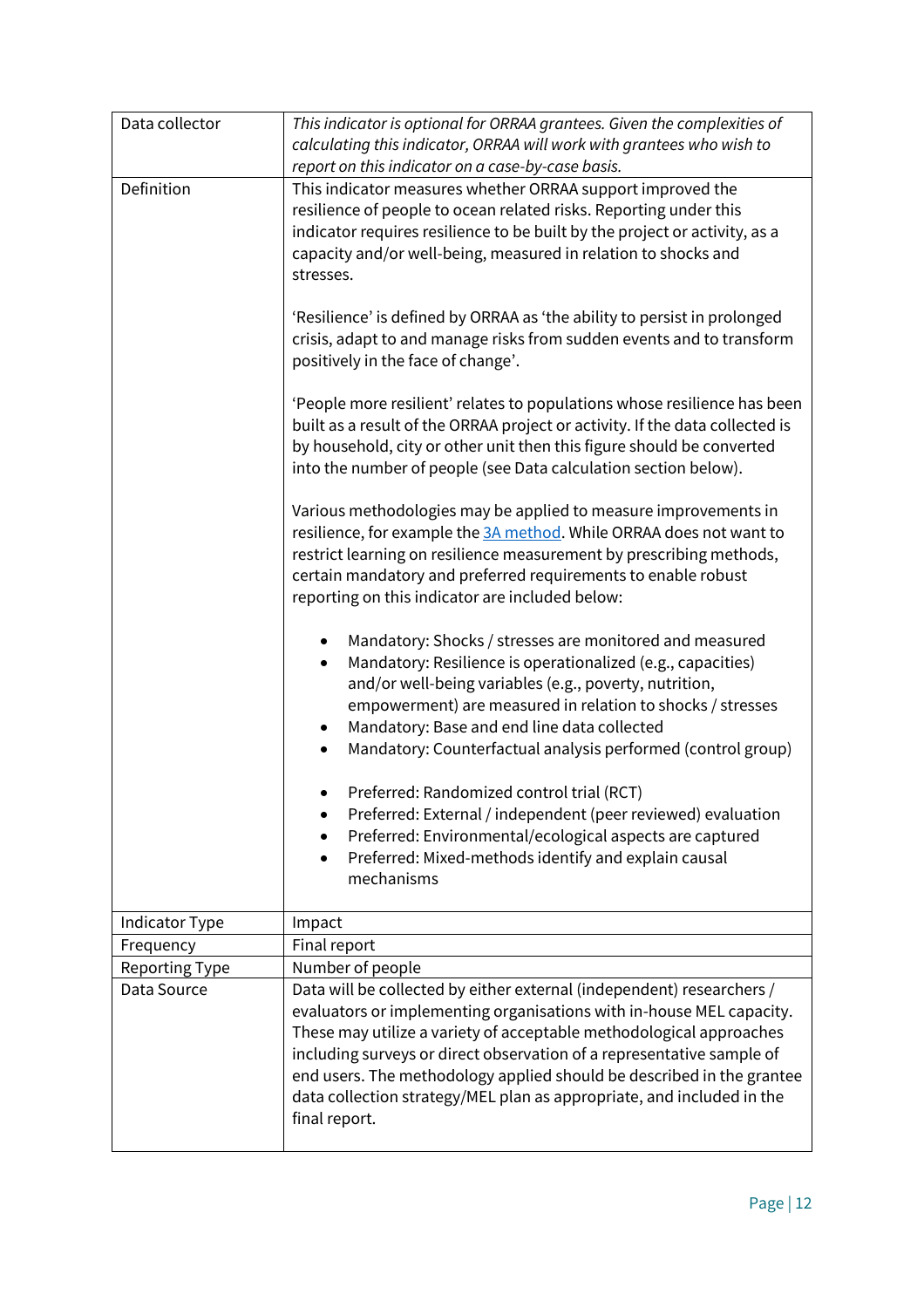| Data collector | *This indicator is optional for ORRAA grantees. Given the complexities of calculating this indicator, ORRAA will work with grantees who wish to report on this indicator on a case-by-case basis.* |
|---|---|
| Definition | This indicator measures whether ORRAA support improved the resilience of people to ocean related risks. Reporting under this indicator requires resilience to be built by the project or activity, as a capacity and/or well-being, measured in relation to shocks and stresses.<br><br>'Resilience' is defined by ORRAA as 'the ability to persist in prolonged crisis, adapt to and manage risks from sudden events and to transform positively in the face of change'.<br><br>'People more resilient' relates to populations whose resilience has been built as a result of the ORRAA project or activity. If the data collected is by household, city or other unit then this figure should be converted into the number of people (see Data calculation section below).<br><br>Various methodologies may be applied to measure improvements in resilience, for example the [3A method](). While ORRAA does not want to restrict learning on resilience measurement by prescribing methods, certain mandatory and preferred requirements to enable robust reporting on this indicator are included below:<br><br>• Mandatory: Shocks / stresses are monitored and measured<br>• Mandatory: Resilience is operationalized (e.g., capacities) and/or well-being variables (e.g., poverty, nutrition, empowerment) are measured in relation to shocks / stresses<br>• Mandatory: Base and end line data collected<br>• Mandatory: Counterfactual analysis performed (control group)<br><br>• Preferred: Randomized control trial (RCT)<br>• Preferred: External / independent (peer reviewed) evaluation<br>• Preferred: Environmental/ecological aspects are captured<br>• Preferred: Mixed-methods identify and explain causal mechanisms |
| Indicator Type | Impact |
| Frequency | Final report |
| Reporting Type | Number of people |
| Data Source | Data will be collected by either external (independent) researchers / evaluators or implementing organisations with in-house MEL capacity. These may utilize a variety of acceptable methodological approaches including surveys or direct observation of a representative sample of end users. The methodology applied should be described in the grantee data collection strategy/MEL plan as appropriate, and included in the final report. |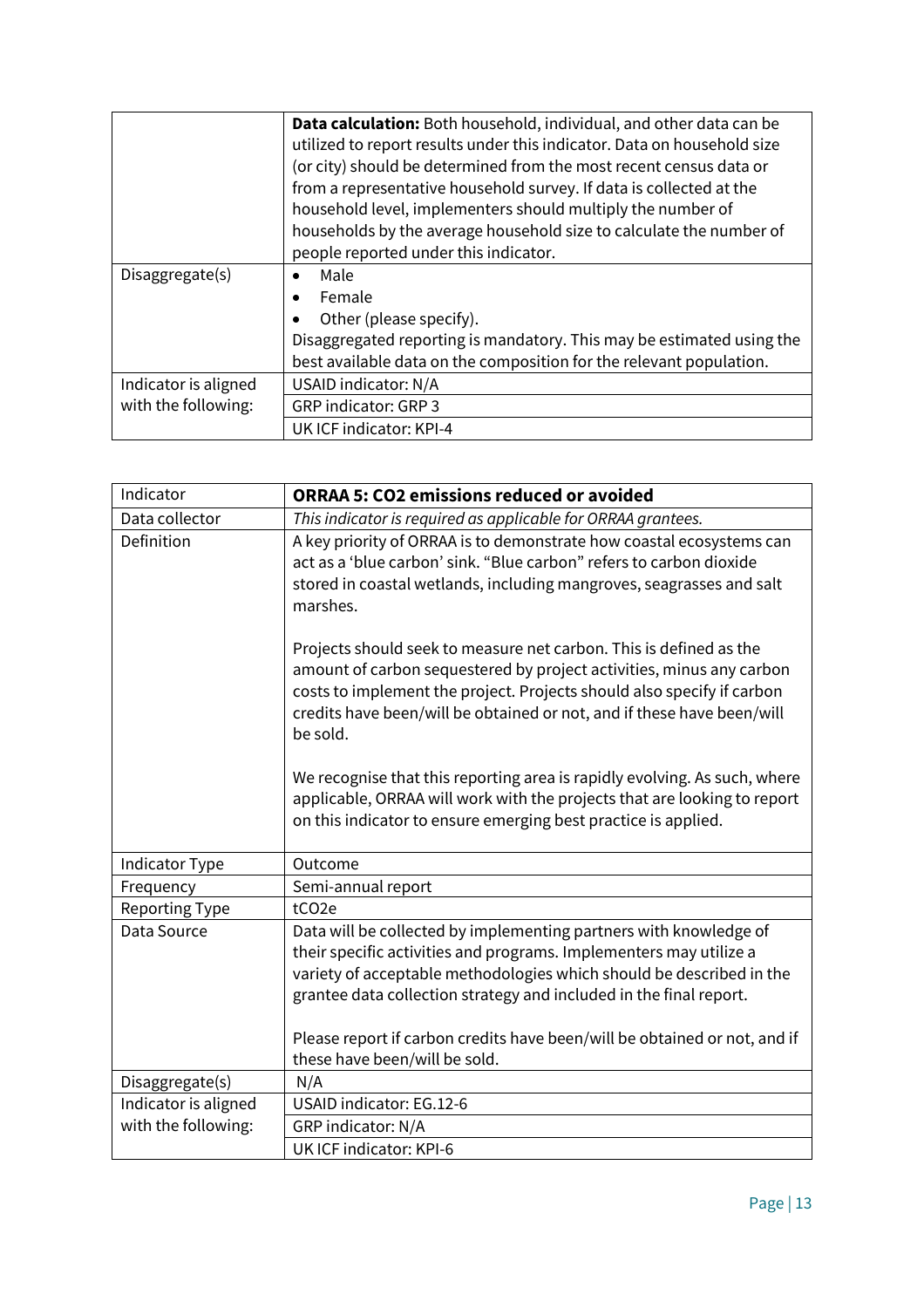| | |
|---|---|
| | **Data calculation:** Both household, individual, and other data can be utilized to report results under this indicator. Data on household size (or city) should be determined from the most recent census data or from a representative household survey. If data is collected at the household level, implementers should multiply the number of households by the average household size to calculate the number of people reported under this indicator. |
| Disaggregate(s) | • Male<br>• Female<br>• Other (please specify).<br>Disaggregated reporting is mandatory. This may be estimated using the best available data on the composition for the relevant population. |
| Indicator is aligned with the following: | USAID indicator: N/A |
| | GRP indicator: GRP 3 |
| | UK ICF indicator: KPI-4 |

| Indicator | **ORRAA 5: CO2 emissions reduced or avoided** |
|---|---|
| Data collector | *This indicator is required as applicable for ORRAA grantees.* |
| Definition | A key priority of ORRAA is to demonstrate how coastal ecosystems can act as a 'blue carbon' sink. "Blue carbon" refers to carbon dioxide stored in coastal wetlands, including mangroves, seagrasses and salt marshes.<br><br>Projects should seek to measure net carbon. This is defined as the amount of carbon sequestered by project activities, minus any carbon costs to implement the project. Projects should also specify if carbon credits have been/will be obtained or not, and if these have been/will be sold.<br><br>We recognise that this reporting area is rapidly evolving. As such, where applicable, ORRAA will work with the projects that are looking to report on this indicator to ensure emerging best practice is applied. |
| Indicator Type | Outcome |
| Frequency | Semi-annual report |
| Reporting Type | $tCO_2e$ |
| Data Source | Data will be collected by implementing partners with knowledge of their specific activities and programs. Implementers may utilize a variety of acceptable methodologies which should be described in the grantee data collection strategy and included in the final report.<br><br>Please report if carbon credits have been/will be obtained or not, and if these have been/will be sold. |
| Disaggregate(s) | N/A |
| Indicator is aligned with the following: | USAID indicator: EG.12-6 |
| | GRP indicator: N/A |
| | UK ICF indicator: KPI-6 |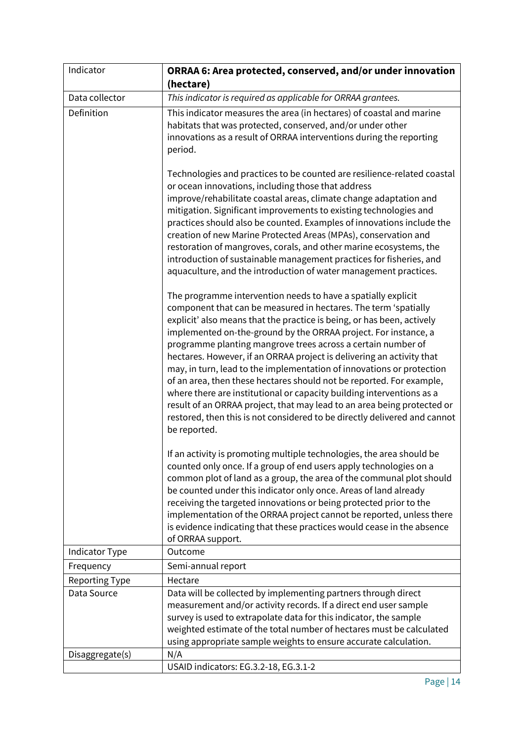| Indicator | **ORRAA 6: Area protected, conserved, and/or under innovation (hectare)** |
|---|---|
| Data collector | *This indicator is required as applicable for ORRAA grantees.* |
| Definition | This indicator measures the area (in hectares) of coastal and marine habitats that was protected, conserved, and/or under other innovations as a result of ORRAA interventions during the reporting period.<br><br>Technologies and practices to be counted are resilience-related coastal or ocean innovations, including those that address improve/rehabilitate coastal areas, climate change adaptation and mitigation. Significant improvements to existing technologies and practices should also be counted. Examples of innovations include the creation of new Marine Protected Areas (MPAs), conservation and restoration of mangroves, corals, and other marine ecosystems, the introduction of sustainable management practices for fisheries, and aquaculture, and the introduction of water management practices.<br><br>The programme intervention needs to have a spatially explicit component that can be measured in hectares. The term 'spatially explicit' also means that the practice is being, or has been, actively implemented on-the-ground by the ORRAA project. For instance, a programme planting mangrove trees across a certain number of hectares. However, if an ORRAA project is delivering an activity that may, in turn, lead to the implementation of innovations or protection of an area, then these hectares should not be reported. For example, where there are institutional or capacity building interventions as a result of an ORRAA project, that may lead to an area being protected or restored, then this is not considered to be directly delivered and cannot be reported.<br><br>If an activity is promoting multiple technologies, the area should be counted only once. If a group of end users apply technologies on a common plot of land as a group, the area of the communal plot should be counted under this indicator only once. Areas of land already receiving the targeted innovations or being protected prior to the implementation of the ORRAA project cannot be reported, unless there is evidence indicating that these practices would cease in the absence of ORRAA support. |
| Indicator Type | Outcome |
| Frequency | Semi-annual report |
| Reporting Type | Hectare |
| Data Source | Data will be collected by implementing partners through direct measurement and/or activity records. If a direct end user sample survey is used to extrapolate data for this indicator, the sample weighted estimate of the total number of hectares must be calculated using appropriate sample weights to ensure accurate calculation. |
| Disaggregate(s) | N/A |
| | USAID indicators: EG.3.2-18, EG.3.1-2 |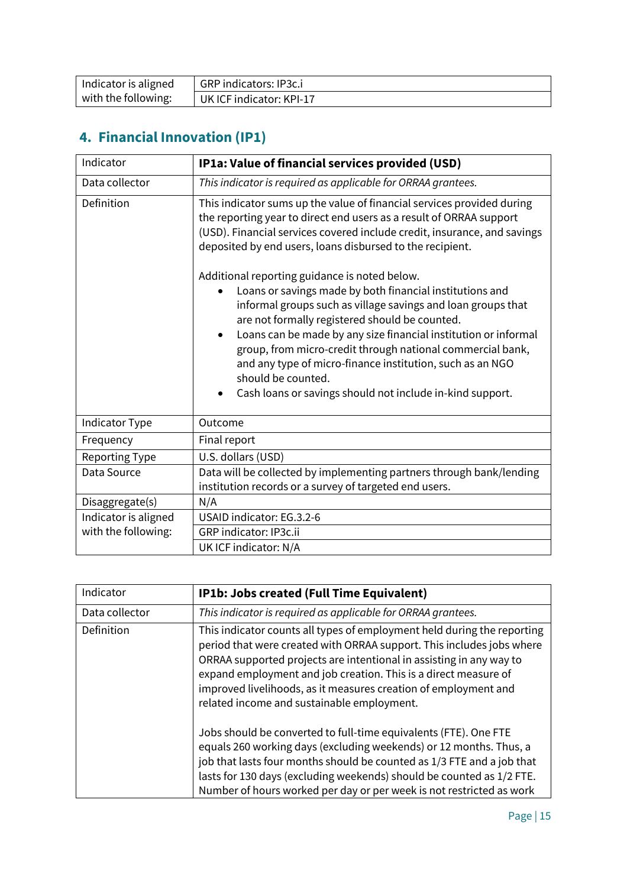| Indicator is aligned with the following: | GRP indicators: IP3c.i |
|---|---|
| | UK ICF indicator: KPI-17 |

## 4. Financial Innovation (IP1)

| Indicator | **IP1a: Value of financial services provided (USD)** |
|---|---|
| Data collector | *This indicator is required as applicable for ORRAA grantees.* |
| Definition | This indicator sums up the value of financial services provided during the reporting year to direct end users as a result of ORRAA support (USD). Financial services covered include credit, insurance, and savings deposited by end users, loans disbursed to the recipient.<br><br>Additional reporting guidance is noted below.<br>• Loans or savings made by both financial institutions and informal groups such as village savings and loan groups that are not formally registered should be counted.<br>• Loans can be made by any size financial institution or informal group, from micro-credit through national commercial bank, and any type of micro-finance institution, such as an NGO should be counted.<br>• Cash loans or savings should not include in-kind support. |
| Indicator Type | Outcome |
| Frequency | Final report |
| Reporting Type | U.S. dollars (USD) |
| Data Source | Data will be collected by implementing partners through bank/lending institution records or a survey of targeted end users. |
| Disaggregate(s) | N/A |
| Indicator is aligned with the following: | USAID indicator: EG.3.2-6 |
| | GRP indicator: IP3c.ii |
| | UK ICF indicator: N/A |

| Indicator | **IP1b: Jobs created (Full Time Equivalent)** |
|---|---|
| Data collector | *This indicator is required as applicable for ORRAA grantees.* |
| Definition | This indicator counts all types of employment held during the reporting period that were created with ORRAA support. This includes jobs where ORRAA supported projects are intentional in assisting in any way to expand employment and job creation. This is a direct measure of improved livelihoods, as it measures creation of employment and related income and sustainable employment.<br><br>Jobs should be converted to full-time equivalents (FTE). One FTE equals 260 working days (excluding weekends) or 12 months. Thus, a job that lasts four months should be counted as 1/3 FTE and a job that lasts for 130 days (excluding weekends) should be counted as 1/2 FTE. Number of hours worked per day or per week is not restricted as work |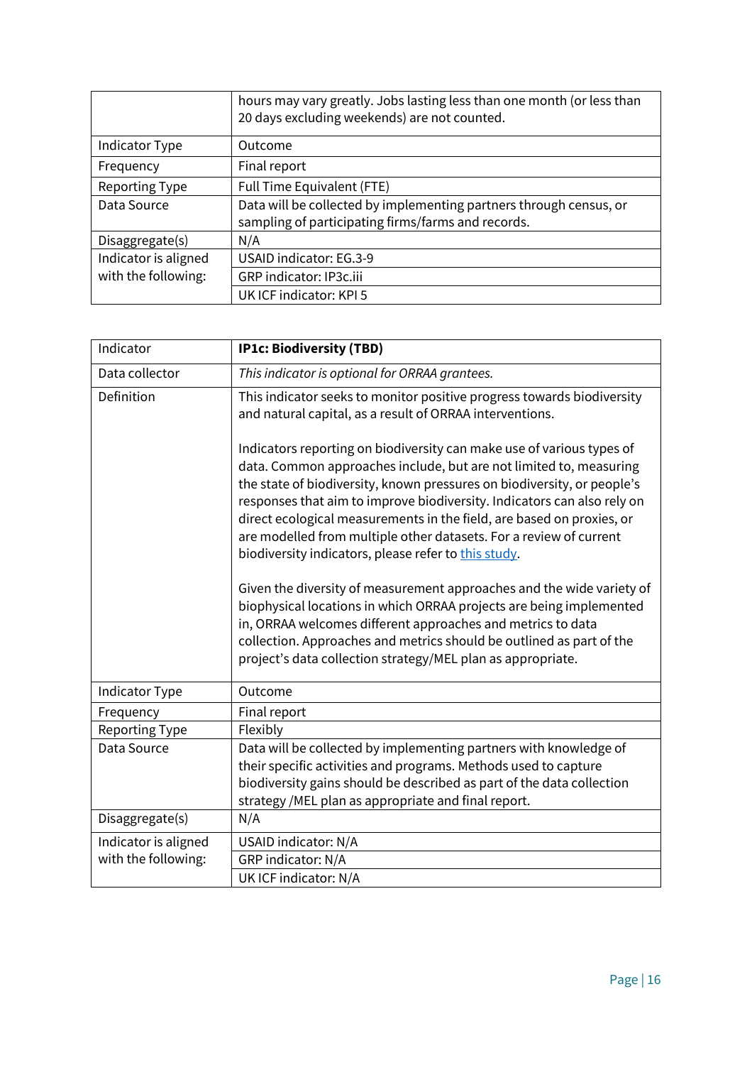|  | hours may vary greatly. Jobs lasting less than one month (or less than 20 days excluding weekends) are not counted. |
|---|---|
| Indicator Type | Outcome |
| Frequency | Final report |
| Reporting Type | Full Time Equivalent (FTE) |
| Data Source | Data will be collected by implementing partners through census, or sampling of participating firms/farms and records. |
| Disaggregate(s) | N/A |
| Indicator is aligned with the following: | USAID indicator: EG.3-9 |
|  | GRP indicator: IP3c.iii |
|  | UK ICF indicator: KPI 5 |

| Indicator | **IP1c: Biodiversity (TBD)** |
|---|---|
| Data collector | *This indicator is optional for ORRAA grantees.* |
| Definition | This indicator seeks to monitor positive progress towards biodiversity and natural capital, as a result of ORRAA interventions.<br><br>Indicators reporting on biodiversity can make use of various types of data. Common approaches include, but are not limited to, measuring the state of biodiversity, known pressures on biodiversity, or people's responses that aim to improve biodiversity. Indicators can also rely on direct ecological measurements in the field, are based on proxies, or are modelled from multiple other datasets. For a review of current biodiversity indicators, please refer to [this study](). <br><br>Given the diversity of measurement approaches and the wide variety of biophysical locations in which ORRAA projects are being implemented in, ORRAA welcomes different approaches and metrics to data collection. Approaches and metrics should be outlined as part of the project's data collection strategy/MEL plan as appropriate. |
| Indicator Type | Outcome |
| Frequency | Final report |
| Reporting Type | Flexibly |
| Data Source | Data will be collected by implementing partners with knowledge of their specific activities and programs. Methods used to capture biodiversity gains should be described as part of the data collection strategy /MEL plan as appropriate and final report. |
| Disaggregate(s) | N/A |
| Indicator is aligned with the following: | USAID indicator: N/A |
|  | GRP indicator: N/A |
|  | UK ICF indicator: N/A |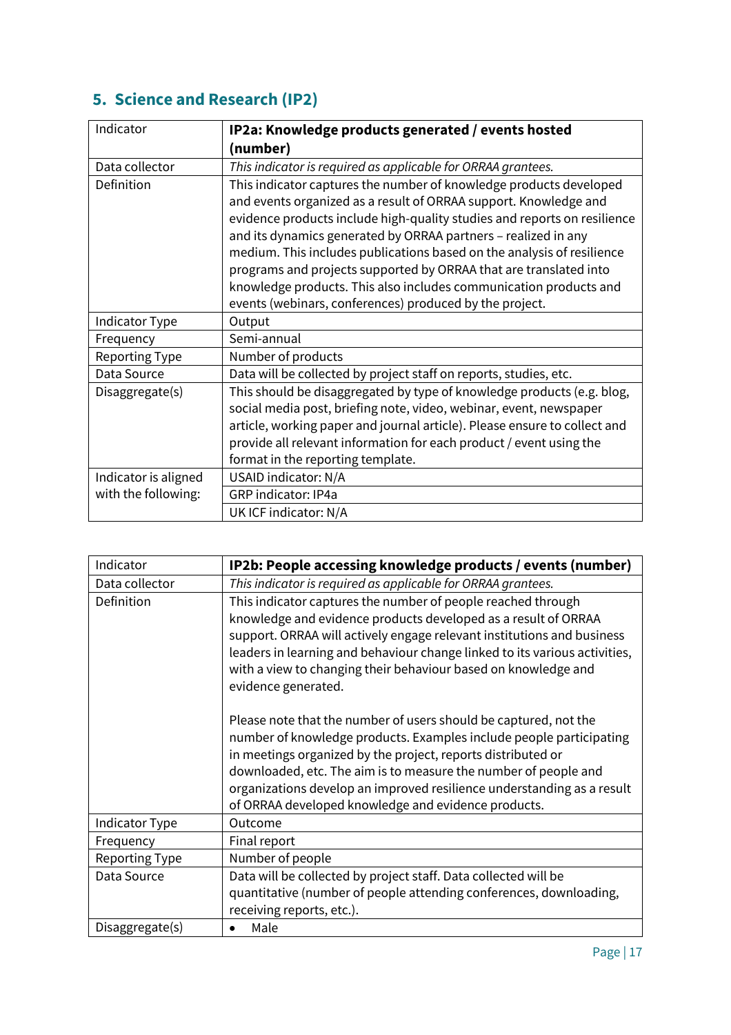## 5. Science and Research (IP2)

| Indicator | **IP2a: Knowledge products generated / events hosted (number)** |
|---|---|
| Data collector | *This indicator is required as applicable for ORRAA grantees.* |
| Definition | This indicator captures the number of knowledge products developed and events organized as a result of ORRAA support. Knowledge and evidence products include high-quality studies and reports on resilience and its dynamics generated by ORRAA partners – realized in any medium. This includes publications based on the analysis of resilience programs and projects supported by ORRAA that are translated into knowledge products. This also includes communication products and events (webinars, conferences) produced by the project. |
| Indicator Type | Output |
| Frequency | Semi-annual |
| Reporting Type | Number of products |
| Data Source | Data will be collected by project staff on reports, studies, etc. |
| Disaggregate(s) | This should be disaggregated by type of knowledge products (e.g. blog, social media post, briefing note, video, webinar, event, newspaper article, working paper and journal article). Please ensure to collect and provide all relevant information for each product / event using the format in the reporting template. |
| Indicator is aligned with the following: | USAID indicator: N/A |
| | GRP indicator: IP4a |
| | UK ICF indicator: N/A |

| Indicator | **IP2b: People accessing knowledge products / events (number)** |
|---|---|
| Data collector | *This indicator is required as applicable for ORRAA grantees.* |
| Definition | This indicator captures the number of people reached through knowledge and evidence products developed as a result of ORRAA support. ORRAA will actively engage relevant institutions and business leaders in learning and behaviour change linked to its various activities, with a view to changing their behaviour based on knowledge and evidence generated.<br><br>Please note that the number of users should be captured, not the number of knowledge products. Examples include people participating in meetings organized by the project, reports distributed or downloaded, etc. The aim is to measure the number of people and organizations develop an improved resilience understanding as a result of ORRAA developed knowledge and evidence products. |
| Indicator Type | Outcome |
| Frequency | Final report |
| Reporting Type | Number of people |
| Data Source | Data will be collected by project staff. Data collected will be quantitative (number of people attending conferences, downloading, receiving reports, etc.). |
| Disaggregate(s) | • Male |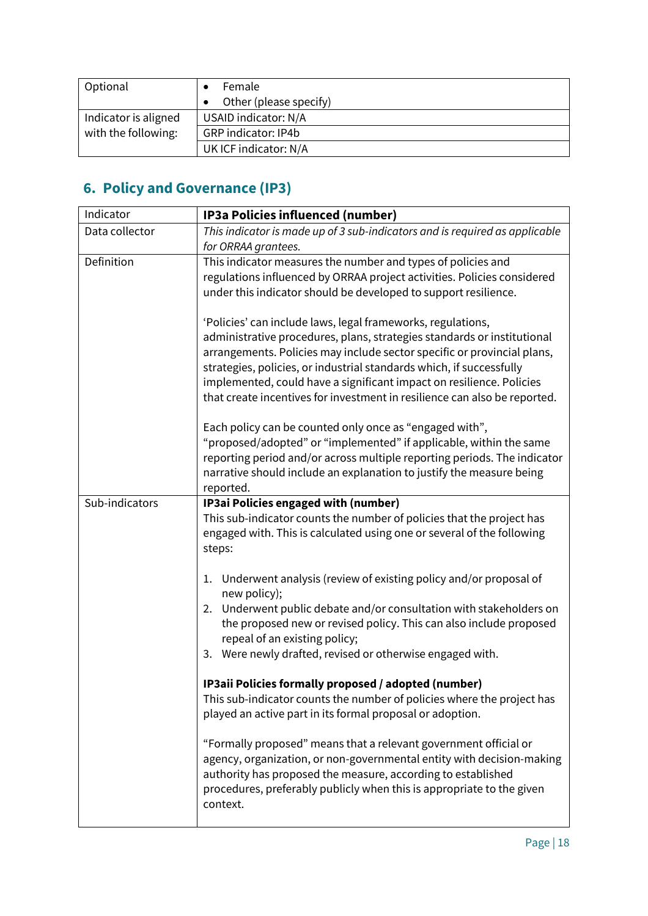| Optional | • Female<br>• Other (please specify) |
|---|---|
| Indicator is aligned with the following: | USAID indicator: N/A |
| | GRP indicator: IP4b |
| | UK ICF indicator: N/A |

## 6. Policy and Governance (IP3)

| Indicator | **IP3a Policies influenced (number)** |
|---|---|
| Data collector | *This indicator is made up of 3 sub-indicators and is required as applicable for ORRAA grantees.* |
| Definition | This indicator measures the number and types of policies and regulations influenced by ORRAA project activities. Policies considered under this indicator should be developed to support resilience.<br><br>'Policies' can include laws, legal frameworks, regulations, administrative procedures, plans, strategies standards or institutional arrangements. Policies may include sector specific or provincial plans, strategies, policies, or industrial standards which, if successfully implemented, could have a significant impact on resilience. Policies that create incentives for investment in resilience can also be reported.<br><br>Each policy can be counted only once as "engaged with", "proposed/adopted" or "implemented" if applicable, within the same reporting period and/or across multiple reporting periods. The indicator narrative should include an explanation to justify the measure being reported. |
| Sub-indicators | **IP3ai Policies engaged with (number)**<br>This sub-indicator counts the number of policies that the project has engaged with. This is calculated using one or several of the following steps:<br><br>1. Underwent analysis (review of existing policy and/or proposal of new policy);<br>2. Underwent public debate and/or consultation with stakeholders on the proposed new or revised policy. This can also include proposed repeal of an existing policy;<br>3. Were newly drafted, revised or otherwise engaged with.<br><br>**IP3aii Policies formally proposed / adopted (number)**<br>This sub-indicator counts the number of policies where the project has played an active part in its formal proposal or adoption.<br><br>"Formally proposed" means that a relevant government official or agency, organization, or non-governmental entity with decision-making authority has proposed the measure, according to established procedures, preferably publicly when this is appropriate to the given context. |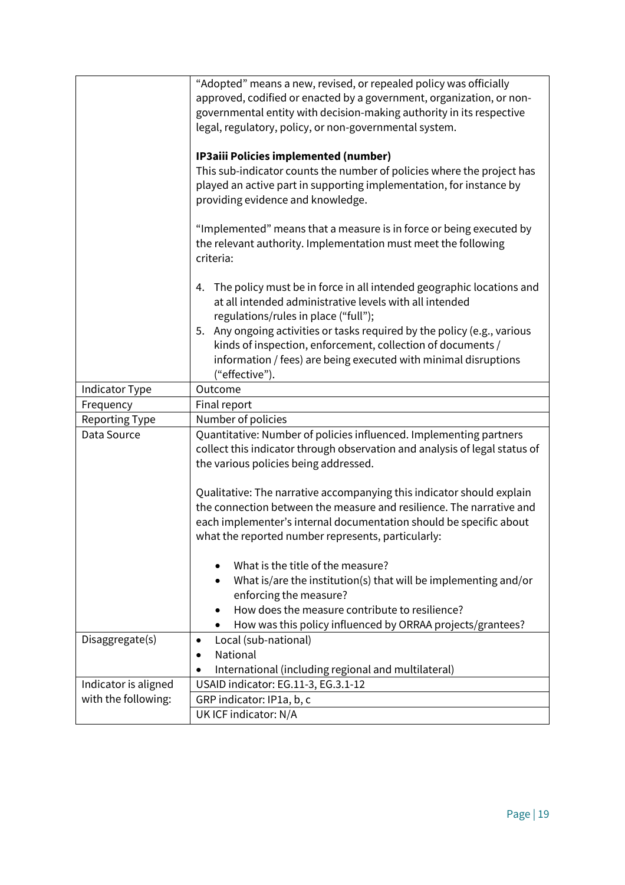| | |
|---|---|
| | "Adopted" means a new, revised, or repealed policy was officially approved, codified or enacted by a government, organization, or non-governmental entity with decision-making authority in its respective legal, regulatory, policy, or non-governmental system.<br><br>**IP3aiii Policies implemented (number)**<br>This sub-indicator counts the number of policies where the project has played an active part in supporting implementation, for instance by providing evidence and knowledge.<br><br>"Implemented" means that a measure is in force or being executed by the relevant authority. Implementation must meet the following criteria:<br><br>4. The policy must be in force in all intended geographic locations and at all intended administrative levels with all intended regulations/rules in place ("full");<br>5. Any ongoing activities or tasks required by the policy (e.g., various kinds of inspection, enforcement, collection of documents / information / fees) are being executed with minimal disruptions ("effective"). |
| Indicator Type | Outcome |
| Frequency | Final report |
| Reporting Type | Number of policies |
| Data Source | Quantitative: Number of policies influenced. Implementing partners collect this indicator through observation and analysis of legal status of the various policies being addressed.<br><br>Qualitative: The narrative accompanying this indicator should explain the connection between the measure and resilience. The narrative and each implementer's internal documentation should be specific about what the reported number represents, particularly:<br><br>• What is the title of the measure?<br>• What is/are the institution(s) that will be implementing and/or enforcing the measure?<br>• How does the measure contribute to resilience?<br>• How was this policy influenced by ORRAA projects/grantees? |
| Disaggregate(s) | • Local (sub-national)<br>• National<br>• International (including regional and multilateral) |
| Indicator is aligned with the following: | USAID indicator: EG.11-3, EG.3.1-12 |
| | GRP indicator: IP1a, b, c |
| | UK ICF indicator: N/A |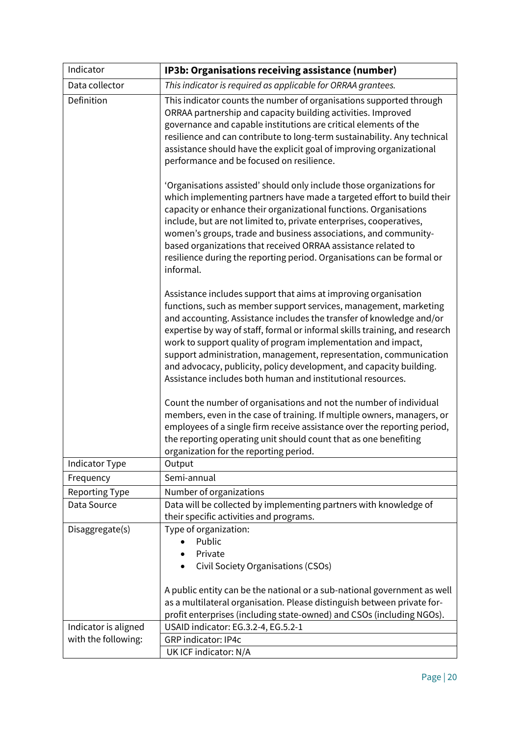| Indicator | **IP3b: Organisations receiving assistance (number)** |
|---|---|
| Data collector | *This indicator is required as applicable for ORRAA grantees.* |
| Definition | This indicator counts the number of organisations supported through ORRAA partnership and capacity building activities. Improved governance and capable institutions are critical elements of the resilience and can contribute to long-term sustainability. Any technical assistance should have the explicit goal of improving organizational performance and be focused on resilience.<br><br>'Organisations assisted' should only include those organizations for which implementing partners have made a targeted effort to build their capacity or enhance their organizational functions. Organisations include, but are not limited to, private enterprises, cooperatives, women's groups, trade and business associations, and community-based organizations that received ORRAA assistance related to resilience during the reporting period. Organisations can be formal or informal.<br><br>Assistance includes support that aims at improving organisation functions, such as member support services, management, marketing and accounting. Assistance includes the transfer of knowledge and/or expertise by way of staff, formal or informal skills training, and research work to support quality of program implementation and impact, support administration, management, representation, communication and advocacy, publicity, policy development, and capacity building. Assistance includes both human and institutional resources.<br><br>Count the number of organisations and not the number of individual members, even in the case of training. If multiple owners, managers, or employees of a single firm receive assistance over the reporting period, the reporting operating unit should count that as one benefiting organization for the reporting period. |
| Indicator Type | Output |
| Frequency | Semi-annual |
| Reporting Type | Number of organizations |
| Data Source | Data will be collected by implementing partners with knowledge of their specific activities and programs. |
| Disaggregate(s) | Type of organization:<br>• Public<br>• Private<br>• Civil Society Organisations (CSOs)<br><br>A public entity can be the national or a sub-national government as well as a multilateral organisation. Please distinguish between private for-profit enterprises (including state-owned) and CSOs (including NGOs). |
| Indicator is aligned with the following: | USAID indicator: EG.3.2-4, EG.5.2-1 |
| | GRP indicator: IP4c |
| | UK ICF indicator: N/A |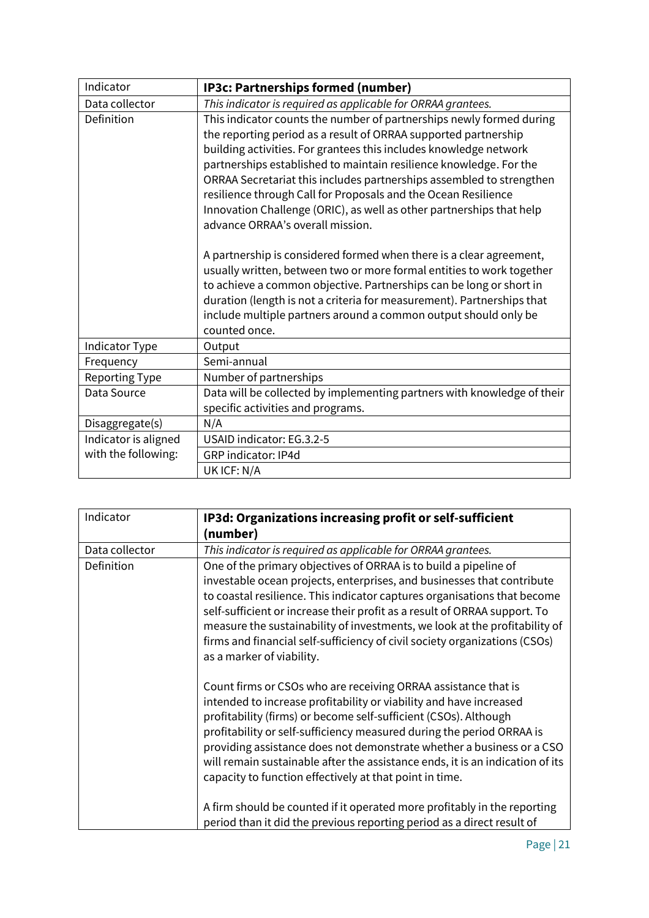| Indicator | **IP3c: Partnerships formed (number)** |
|---|---|
| Data collector | *This indicator is required as applicable for ORRAA grantees.* |
| Definition | This indicator counts the number of partnerships newly formed during the reporting period as a result of ORRAA supported partnership building activities. For grantees this includes knowledge network partnerships established to maintain resilience knowledge. For the ORRAA Secretariat this includes partnerships assembled to strengthen resilience through Call for Proposals and the Ocean Resilience Innovation Challenge (ORIC), as well as other partnerships that help advance ORRAA's overall mission.<br><br>A partnership is considered formed when there is a clear agreement, usually written, between two or more formal entities to work together to achieve a common objective. Partnerships can be long or short in duration (length is not a criteria for measurement). Partnerships that include multiple partners around a common output should only be counted once. |
| Indicator Type | Output |
| Frequency | Semi-annual |
| Reporting Type | Number of partnerships |
| Data Source | Data will be collected by implementing partners with knowledge of their specific activities and programs. |
| Disaggregate(s) | N/A |
| Indicator is aligned with the following: | USAID indicator: EG.3.2-5 |
| | GRP indicator: IP4d |
| | UK ICF: N/A |

| Indicator | **IP3d: Organizations increasing profit or self-sufficient (number)** |
|---|---|
| Data collector | *This indicator is required as applicable for ORRAA grantees.* |
| Definition | One of the primary objectives of ORRAA is to build a pipeline of investable ocean projects, enterprises, and businesses that contribute to coastal resilience. This indicator captures organisations that become self-sufficient or increase their profit as a result of ORRAA support. To measure the sustainability of investments, we look at the profitability of firms and financial self-sufficiency of civil society organizations (CSOs) as a marker of viability.<br><br>Count firms or CSOs who are receiving ORRAA assistance that is intended to increase profitability or viability and have increased profitability (firms) or become self-sufficient (CSOs). Although profitability or self-sufficiency measured during the period ORRAA is providing assistance does not demonstrate whether a business or a CSO will remain sustainable after the assistance ends, it is an indication of its capacity to function effectively at that point in time.<br><br>A firm should be counted if it operated more profitably in the reporting period than it did the previous reporting period as a direct result of |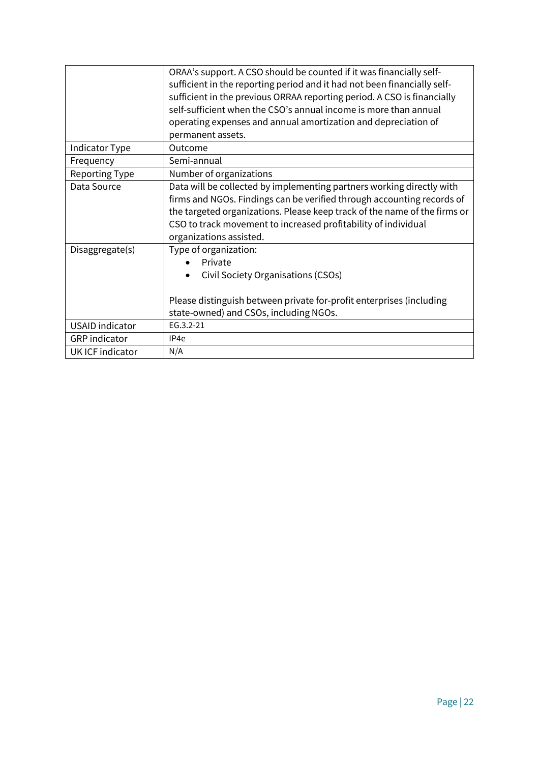| | |
|---|---|
| | ORAA's support. A CSO should be counted if it was financially self-sufficient in the reporting period and it had not been financially self-sufficient in the previous ORRAA reporting period. A CSO is financially self-sufficient when the CSO's annual income is more than annual operating expenses and annual amortization and depreciation of permanent assets. |
| Indicator Type | Outcome |
| Frequency | Semi-annual |
| Reporting Type | Number of organizations |
| Data Source | Data will be collected by implementing partners working directly with firms and NGOs. Findings can be verified through accounting records of the targeted organizations. Please keep track of the name of the firms or CSO to track movement to increased profitability of individual organizations assisted. |
| Disaggregate(s) | Type of organization:<br>• Private<br>• Civil Society Organisations (CSOs)<br><br>Please distinguish between private for-profit enterprises (including state-owned) and CSOs, including NGOs. |
| USAID indicator | EG.3.2-21 |
| GRP indicator | IP4e |
| UK ICF indicator | N/A |